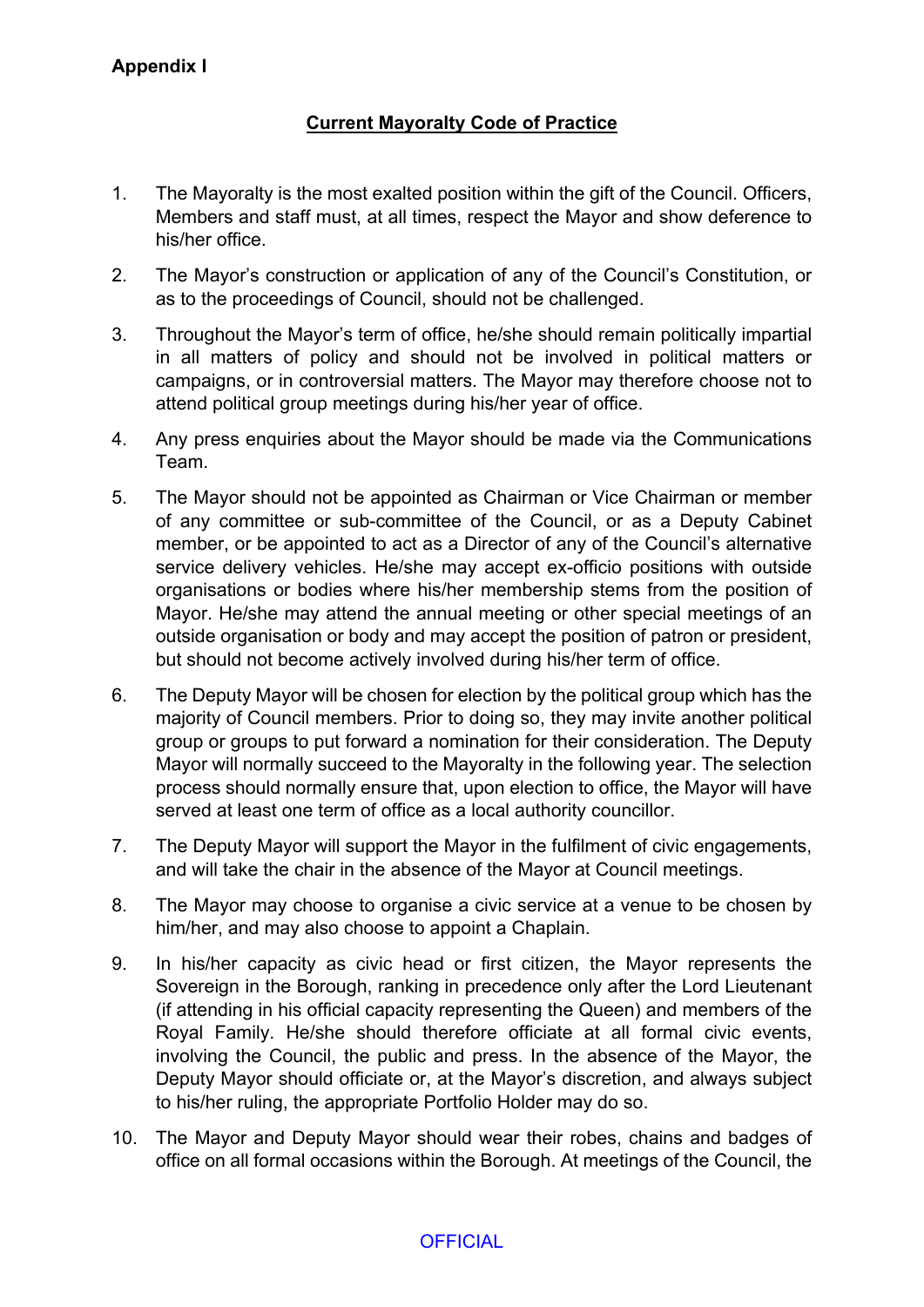**Appendix I**

**Current Mayoralty Code of Practice**

1. The Mayoralty is the most exalted position within the gift of the Council. Officers, Members and staff must, at all times, respect the Mayor and show deference to his/her office.

2. The Mayor's construction or application of any of the Council's Constitution, or as to the proceedings of Council, should not be challenged.

3. Throughout the Mayor's term of office, he/she should remain politically impartial in all matters of policy and should not be involved in political matters or campaigns, or in controversial matters. The Mayor may therefore choose not to attend political group meetings during his/her year of office.

4. Any press enquiries about the Mayor should be made via the Communications Team.

5. The Mayor should not be appointed as Chairman or Vice Chairman or member of any committee or sub-committee of the Council, or as a Deputy Cabinet member, or be appointed to act as a Director of any of the Council's alternative service delivery vehicles. He/she may accept ex-officio positions with outside organisations or bodies where his/her membership stems from the position of Mayor. He/she may attend the annual meeting or other special meetings of an outside organisation or body and may accept the position of patron or president, but should not become actively involved during his/her term of office.

6. The Deputy Mayor will be chosen for election by the political group which has the majority of Council members. Prior to doing so, they may invite another political group or groups to put forward a nomination for their consideration. The Deputy Mayor will normally succeed to the Mayoralty in the following year. The selection process should normally ensure that, upon election to office, the Mayor will have served at least one term of office as a local authority councillor.

7. The Deputy Mayor will support the Mayor in the fulfilment of civic engagements, and will take the chair in the absence of the Mayor at Council meetings.

8. The Mayor may choose to organise a civic service at a venue to be chosen by him/her, and may also choose to appoint a Chaplain.

9. In his/her capacity as civic head or first citizen, the Mayor represents the Sovereign in the Borough, ranking in precedence only after the Lord Lieutenant (if attending in his official capacity representing the Queen) and members of the Royal Family. He/she should therefore officiate at all formal civic events, involving the Council, the public and press. In the absence of the Mayor, the Deputy Mayor should officiate or, at the Mayor's discretion, and always subject to his/her ruling, the appropriate Portfolio Holder may do so.

10. The Mayor and Deputy Mayor should wear their robes, chains and badges of office on all formal occasions within the Borough. At meetings of the Council, the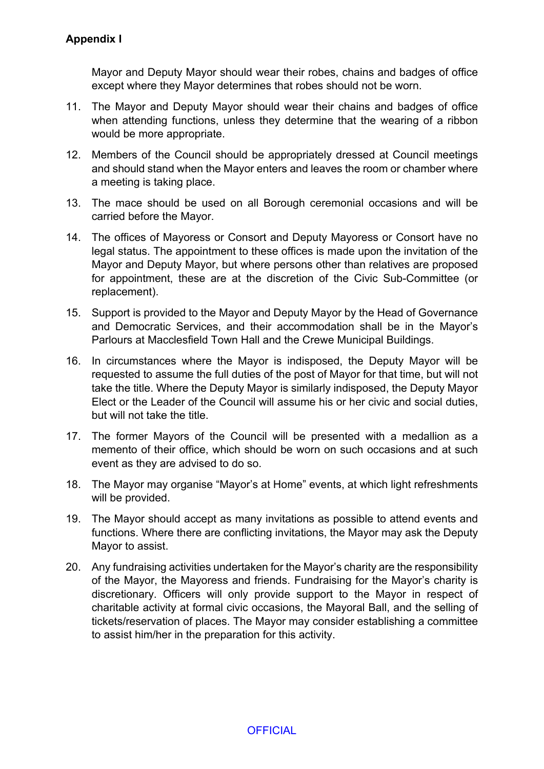**Appendix I**

Mayor and Deputy Mayor should wear their robes, chains and badges of office except where they Mayor determines that robes should not be worn.

11. The Mayor and Deputy Mayor should wear their chains and badges of office when attending functions, unless they determine that the wearing of a ribbon would be more appropriate.
12. Members of the Council should be appropriately dressed at Council meetings and should stand when the Mayor enters and leaves the room or chamber where a meeting is taking place.
13. The mace should be used on all Borough ceremonial occasions and will be carried before the Mayor.
14. The offices of Mayoress or Consort and Deputy Mayoress or Consort have no legal status. The appointment to these offices is made upon the invitation of the Mayor and Deputy Mayor, but where persons other than relatives are proposed for appointment, these are at the discretion of the Civic Sub-Committee (or replacement).
15. Support is provided to the Mayor and Deputy Mayor by the Head of Governance and Democratic Services, and their accommodation shall be in the Mayor's Parlours at Macclesfield Town Hall and the Crewe Municipal Buildings.
16. In circumstances where the Mayor is indisposed, the Deputy Mayor will be requested to assume the full duties of the post of Mayor for that time, but will not take the title. Where the Deputy Mayor is similarly indisposed, the Deputy Mayor Elect or the Leader of the Council will assume his or her civic and social duties, but will not take the title.
17. The former Mayors of the Council will be presented with a medallion as a memento of their office, which should be worn on such occasions and at such event as they are advised to do so.
18. The Mayor may organise "Mayor's at Home" events, at which light refreshments will be provided.
19. The Mayor should accept as many invitations as possible to attend events and functions. Where there are conflicting invitations, the Mayor may ask the Deputy Mayor to assist.
20. Any fundraising activities undertaken for the Mayor's charity are the responsibility of the Mayor, the Mayoress and friends. Fundraising for the Mayor's charity is discretionary. Officers will only provide support to the Mayor in respect of charitable activity at formal civic occasions, the Mayoral Ball, and the selling of tickets/reservation of places. The Mayor may consider establishing a committee to assist him/her in the preparation for this activity.